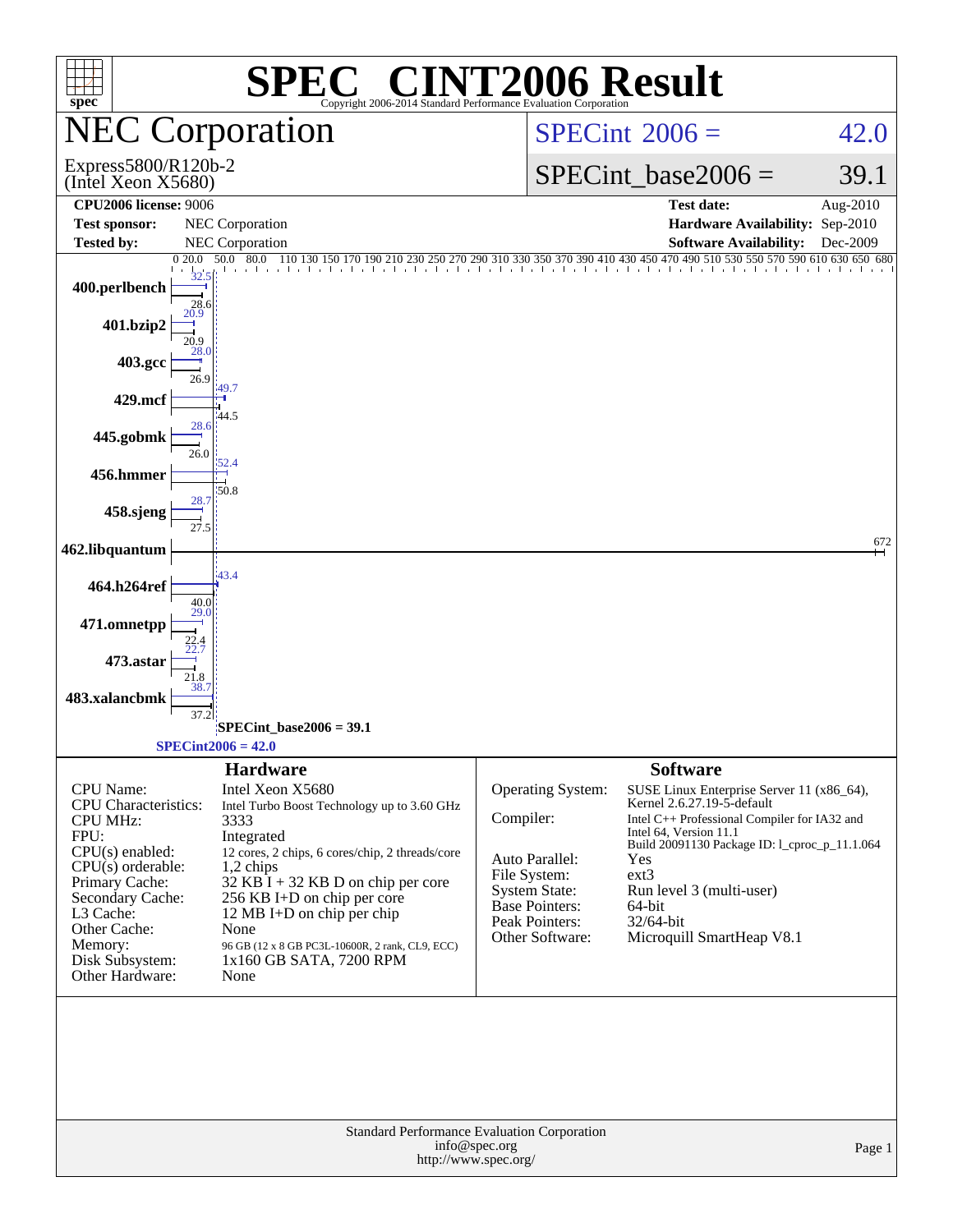# SPEC® CINT2006 Result

Copyright 2006-2014 Standard Performance Evaluation Corporation

## NEC Corporation

Express5800/R120b-2
(Intel Xeon X5680)

SPECint 2006 = 42.0

SPECint_base2006 = 39.1

| | | | |
|---|---|---|---|
| **CPU2006 license:** 9006 | | **Test date:** | Aug-2010 |
| **Test sponsor:** | NEC Corporation | **Hardware Availability:** | Sep-2010 |
| **Tested by:** | NEC Corporation | **Software Availability:** | Dec-2009 |

| Benchmark | Peak | Base |
|---|---|---|
| 400.perlbench | 32.5 | 28.6 |
| 401.bzip2 | 20.9 | 20.9 |
| 403.gcc | 28.0 | 26.9 |
| 429.mcf | 49.7 | 44.5 |
| 445.gobmk | 28.6 | 26.0 |
| 456.hmmer | 52.4 | 50.8 |
| 458.sjeng | 28.7 | 27.5 |
| 462.libquantum | 672 | 672 |
| 464.h264ref | 43.4 | 40.0 |
| 471.omnetpp | 29.0 | 22.4 |
| 473.astar | 22.7 | 21.8 |
| 483.xalancbmk | 38.7 | 37.2 |

SPECint_base2006 = 39.1

SPECint2006 = 42.0

### Hardware

| | |
|---|---|
| CPU Name: | Intel Xeon X5680 |
| CPU Characteristics: | Intel Turbo Boost Technology up to 3.60 GHz |
| CPU MHz: | 3333 |
| FPU: | Integrated |
| CPU(s) enabled: | 12 cores, 2 chips, 6 cores/chip, 2 threads/core |
| CPU(s) orderable: | 1,2 chips |
| Primary Cache: | 32 KB I + 32 KB D on chip per core |
| Secondary Cache: | 256 KB I+D on chip per core |
| L3 Cache: | 12 MB I+D on chip per chip |
| Other Cache: | None |
| Memory: | 96 GB (12 x 8 GB PC3L-10600R, 2 rank, CL9, ECC) |
| Disk Subsystem: | 1x160 GB SATA, 7200 RPM |
| Other Hardware: | None |

### Software

| | |
|---|---|
| Operating System: | SUSE Linux Enterprise Server 11 (x86_64), Kernel 2.6.27.19-5-default |
| Compiler: | Intel C++ Professional Compiler for IA32 and Intel 64, Version 11.1 Build 20091130 Package ID: l_cproc_p_11.1.064 |
| Auto Parallel: | Yes |
| File System: | ext3 |
| System State: | Run level 3 (multi-user) |
| Base Pointers: | 64-bit |
| Peak Pointers: | 32/64-bit |
| Other Software: | Microquill SmartHeap V8.1 |

Standard Performance Evaluation Corporation
info@spec.org
http://www.spec.org/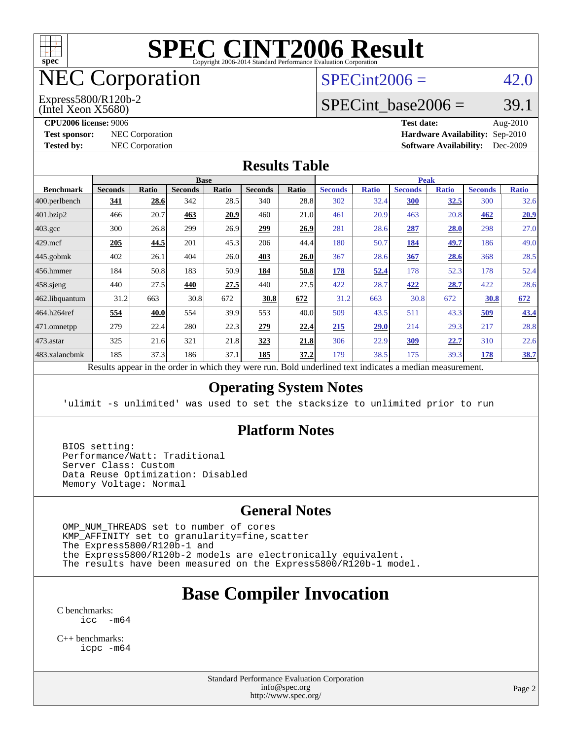# SPEC CINT2006 Result

Copyright 2006-2014 Standard Performance Evaluation Corporation

# NEC Corporation

Express5800/R120b-2
(Intel Xeon X5680)

SPECint2006 = 42.0

SPECint_base2006 = 39.1

**CPU2006 license:** 9006
**Test sponsor:** NEC Corporation
**Tested by:** NEC Corporation

**Test date:** Aug-2010
**Hardware Availability:** Sep-2010
**Software Availability:** Dec-2009

## Results Table

| Benchmark | Base | | | | | | Peak | | | | | |
|---|---|---|---|---|---|---|---|---|---|---|---|---|
| | Seconds | Ratio | Seconds | Ratio | Seconds | Ratio | Seconds | Ratio | Seconds | Ratio | Seconds | Ratio |
| 400.perlbench | **341** | **28.6** | 342 | 28.5 | 340 | 28.8 | 302 | 32.4 | **300** | **32.5** | 300 | 32.6 |
| 401.bzip2 | 466 | 20.7 | **463** | **20.9** | 460 | 21.0 | 461 | 20.9 | 463 | 20.8 | **462** | **20.9** |
| 403.gcc | 300 | 26.8 | 299 | 26.9 | **299** | **26.9** | 281 | 28.6 | **287** | **28.0** | 298 | 27.0 |
| 429.mcf | **205** | **44.5** | 201 | 45.3 | 206 | 44.4 | 180 | 50.7 | **184** | **49.7** | 186 | 49.0 |
| 445.gobmk | 402 | 26.1 | 404 | 26.0 | **403** | **26.0** | 367 | 28.6 | **367** | **28.6** | 368 | 28.5 |
| 456.hmmer | 184 | 50.8 | 183 | 50.9 | **184** | **50.8** | **178** | **52.4** | 178 | 52.3 | 178 | 52.4 |
| 458.sjeng | 440 | 27.5 | **440** | **27.5** | 440 | 27.5 | 422 | 28.7 | **422** | **28.7** | 422 | 28.6 |
| 462.libquantum | 31.2 | 663 | 30.8 | 672 | **30.8** | **672** | 31.2 | 663 | 30.8 | 672 | **30.8** | **672** |
| 464.h264ref | **554** | **40.0** | 554 | 39.9 | 553 | 40.0 | 509 | 43.5 | 511 | 43.3 | **509** | **43.4** |
| 471.omnetpp | 279 | 22.4 | 280 | 22.3 | **279** | **22.4** | **215** | **29.0** | 214 | 29.3 | 217 | 28.8 |
| 473.astar | 325 | 21.6 | 321 | 21.8 | **323** | **21.8** | 306 | 22.9 | **309** | **22.7** | 310 | 22.6 |
| 483.xalancbmk | 185 | 37.3 | 186 | 37.1 | **185** | **37.2** | 179 | 38.5 | 175 | 39.3 | **178** | **38.7** |

Results appear in the order in which they were run. Bold underlined text indicates a median measurement.

## Operating System Notes

```
'ulimit -s unlimited' was used to set the stacksize to unlimited prior to run
```

## Platform Notes

```
BIOS setting:
Performance/Watt: Traditional
Server Class: Custom
Data Reuse Optimization: Disabled
Memory Voltage: Normal
```

## General Notes

```
OMP_NUM_THREADS set to number of cores
KMP_AFFINITY set to granularity=fine,scatter
The Express5800/R120b-1 and
the Express5800/R120b-2 models are electronically equivalent.
The results have been measured on the Express5800/R120b-1 model.
```

# Base Compiler Invocation

C benchmarks:
```
icc  -m64
```

C++ benchmarks:
```
icpc -m64
```

Standard Performance Evaluation Corporation
info@spec.org
http://www.spec.org/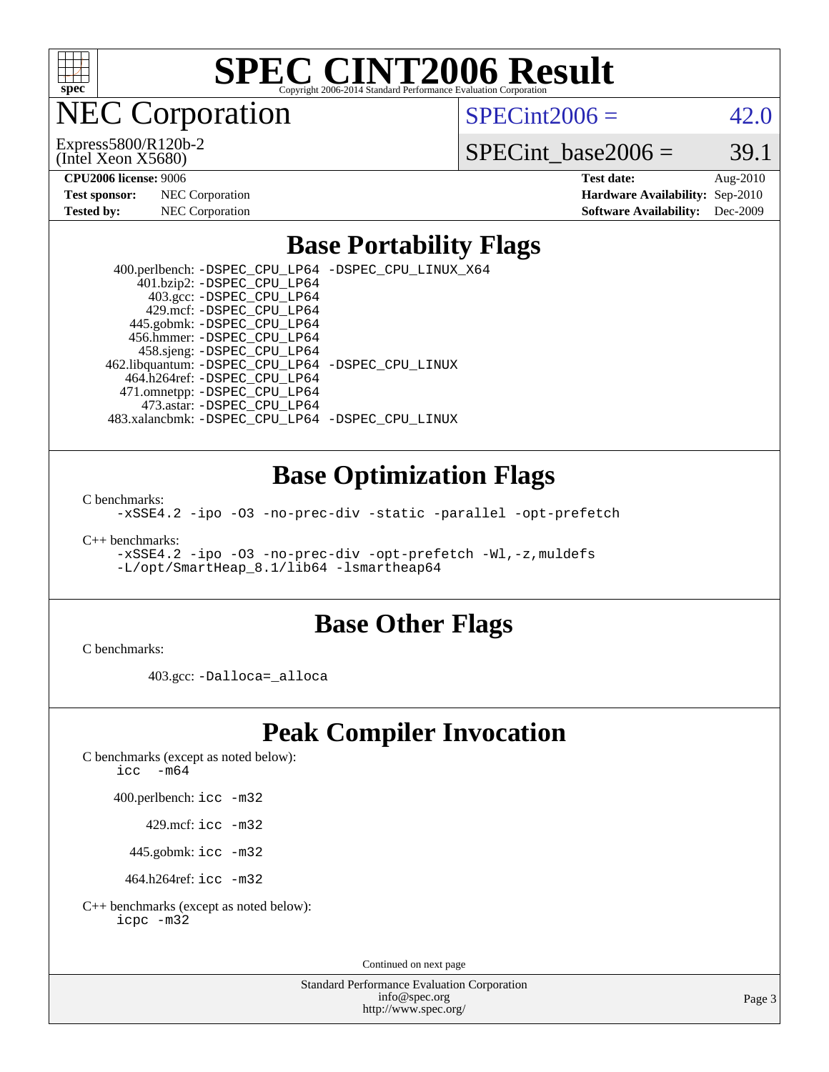# SPEC CINT2006 Result

Copyright 2006-2014 Standard Performance Evaluation Corporation

## NEC Corporation

Express5800/R120b-2
(Intel Xeon X5680)

SPECint2006 = 42.0

SPECint_base2006 = 39.1

| | | | |
|---|---|---|---|
| **CPU2006 license:** 9006 | | **Test date:** | Aug-2010 |
| **Test sponsor:** | NEC Corporation | **Hardware Availability:** | Sep-2010 |
| **Tested by:** | NEC Corporation | **Software Availability:** | Dec-2009 |

## Base Portability Flags

400.perlbench: -DSPEC_CPU_LP64 -DSPEC_CPU_LINUX_X64
401.bzip2: -DSPEC_CPU_LP64
403.gcc: -DSPEC_CPU_LP64
429.mcf: -DSPEC_CPU_LP64
445.gobmk: -DSPEC_CPU_LP64
456.hmmer: -DSPEC_CPU_LP64
458.sjeng: -DSPEC_CPU_LP64
462.libquantum: -DSPEC_CPU_LP64 -DSPEC_CPU_LINUX
464.h264ref: -DSPEC_CPU_LP64
471.omnetpp: -DSPEC_CPU_LP64
473.astar: -DSPEC_CPU_LP64
483.xalancbmk: -DSPEC_CPU_LP64 -DSPEC_CPU_LINUX

## Base Optimization Flags

C benchmarks:
-xSSE4.2 -ipo -O3 -no-prec-div -static -parallel -opt-prefetch

C++ benchmarks:
-xSSE4.2 -ipo -O3 -no-prec-div -opt-prefetch -Wl,-z,muldefs
-L/opt/SmartHeap_8.1/lib64 -lsmartheap64

## Base Other Flags

C benchmarks:

403.gcc: -Dalloca=_alloca

## Peak Compiler Invocation

C benchmarks (except as noted below):
icc -m64

400.perlbench: icc -m32

429.mcf: icc -m32

445.gobmk: icc -m32

464.h264ref: icc -m32

C++ benchmarks (except as noted below):
icpc -m32

Continued on next page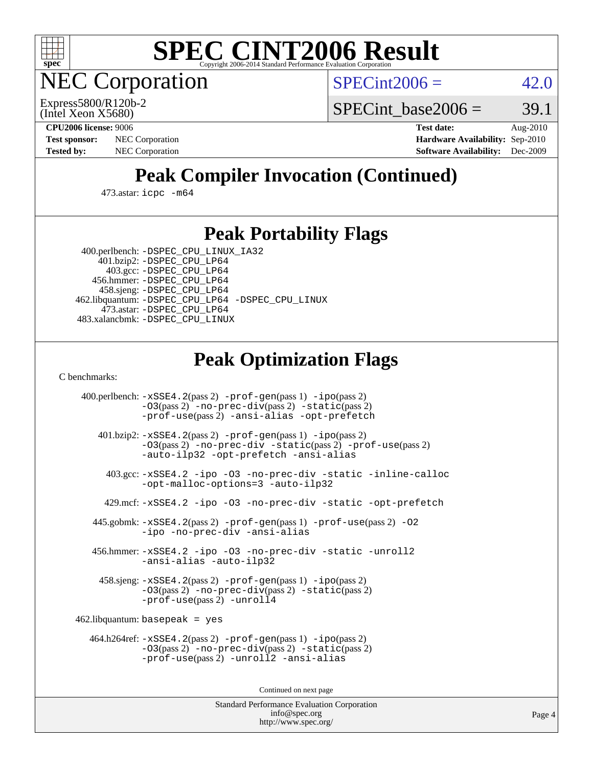# SPEC CINT2006 Result

Copyright 2006-2014 Standard Performance Evaluation Corporation

## NEC Corporation

Express5800/R120b-2
(Intel Xeon X5680)

SPECint2006 = 42.0

SPECint_base2006 = 39.1

**CPU2006 license:** 9006
**Test sponsor:** NEC Corporation
**Tested by:** NEC Corporation

**Test date:** Aug-2010
**Hardware Availability:** Sep-2010
**Software Availability:** Dec-2009

## Peak Compiler Invocation (Continued)

473.astar: `icpc -m64`

## Peak Portability Flags

400.perlbench: `-DSPEC_CPU_LINUX_IA32`
401.bzip2: `-DSPEC_CPU_LP64`
403.gcc: `-DSPEC_CPU_LP64`
456.hmmer: `-DSPEC_CPU_LP64`
458.sjeng: `-DSPEC_CPU_LP64`
462.libquantum: `-DSPEC_CPU_LP64 -DSPEC_CPU_LINUX`
473.astar: `-DSPEC_CPU_LP64`
483.xalancbmk: `-DSPEC_CPU_LINUX`

## Peak Optimization Flags

C benchmarks:

400.perlbench: `-xSSE4.2`(pass 2) `-prof-gen`(pass 1) `-ipo`(pass 2) `-O3`(pass 2) `-no-prec-div`(pass 2) `-static`(pass 2) `-prof-use`(pass 2) `-ansi-alias` `-opt-prefetch`

401.bzip2: `-xSSE4.2`(pass 2) `-prof-gen`(pass 1) `-ipo`(pass 2) `-O3`(pass 2) `-no-prec-div` `-static`(pass 2) `-prof-use`(pass 2) `-auto-ilp32` `-opt-prefetch` `-ansi-alias`

403.gcc: `-xSSE4.2 -ipo -O3 -no-prec-div -static -inline-calloc -opt-malloc-options=3 -auto-ilp32`

429.mcf: `-xSSE4.2 -ipo -O3 -no-prec-div -static -opt-prefetch`

445.gobmk: `-xSSE4.2`(pass 2) `-prof-gen`(pass 1) `-prof-use`(pass 2) `-O2` `-ipo` `-no-prec-div` `-ansi-alias`

456.hmmer: `-xSSE4.2 -ipo -O3 -no-prec-div -static -unroll2 -ansi-alias -auto-ilp32`

458.sjeng: `-xSSE4.2`(pass 2) `-prof-gen`(pass 1) `-ipo`(pass 2) `-O3`(pass 2) `-no-prec-div`(pass 2) `-static`(pass 2) `-prof-use`(pass 2) `-unroll4`

462.libquantum: `basepeak = yes`

464.h264ref: `-xSSE4.2`(pass 2) `-prof-gen`(pass 1) `-ipo`(pass 2) `-O3`(pass 2) `-no-prec-div`(pass 2) `-static`(pass 2) `-prof-use`(pass 2) `-unroll2` `-ansi-alias`

Continued on next page

Standard Performance Evaluation Corporation
info@spec.org
http://www.spec.org/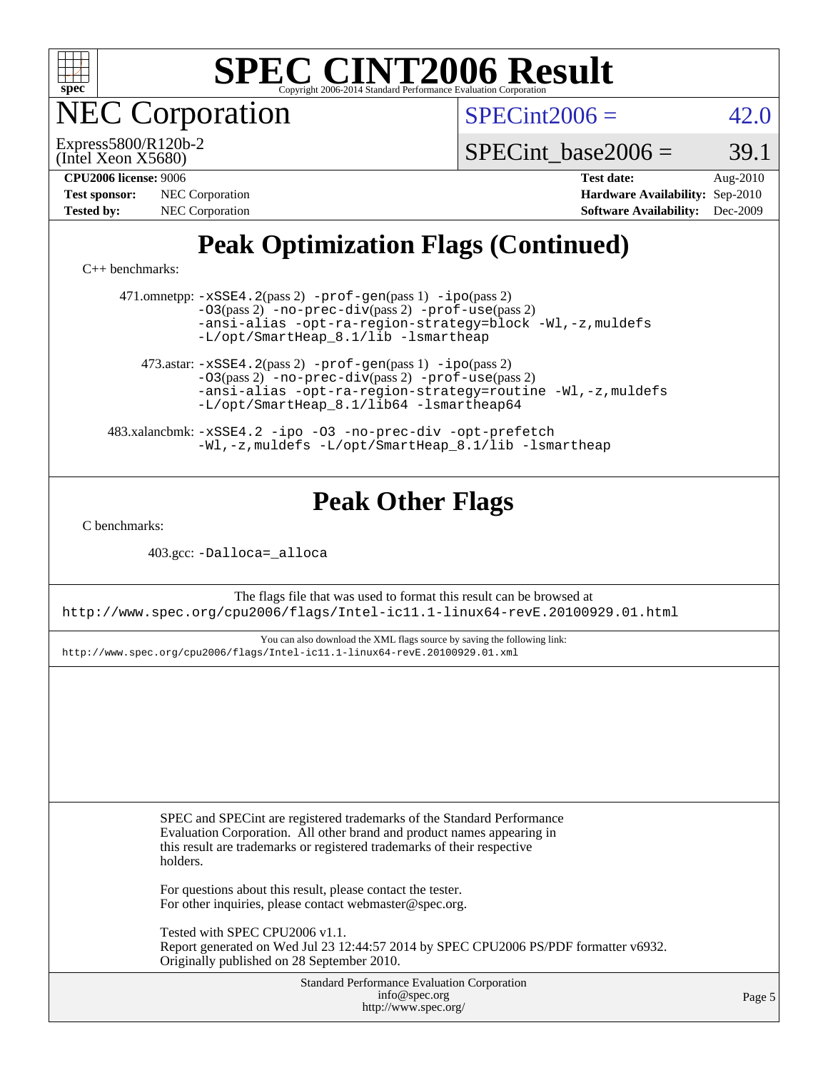# Peak Optimization Flags (Continued)

C++ benchmarks:

471.omnetpp: -xSSE4.2(pass 2) -prof-gen(pass 1) -ipo(pass 2) -O3(pass 2) -no-prec-div(pass 2) -prof-use(pass 2) -ansi-alias -opt-ra-region-strategy=block -Wl,-z,muldefs -L/opt/SmartHeap_8.1/lib -lsmartheap

473.astar: -xSSE4.2(pass 2) -prof-gen(pass 1) -ipo(pass 2) -O3(pass 2) -no-prec-div(pass 2) -prof-use(pass 2) -ansi-alias -opt-ra-region-strategy=routine -Wl,-z,muldefs -L/opt/SmartHeap_8.1/lib64 -lsmartheap64

483.xalancbmk: -xSSE4.2 -ipo -O3 -no-prec-div -opt-prefetch -Wl,-z,muldefs -L/opt/SmartHeap_8.1/lib -lsmartheap

# Peak Other Flags

C benchmarks:

403.gcc: -Dalloca=_alloca

The flags file that was used to format this result can be browsed at
http://www.spec.org/cpu2006/flags/Intel-ic11.1-linux64-revE.20100929.01.html

You can also download the XML flags source by saving the following link:
http://www.spec.org/cpu2006/flags/Intel-ic11.1-linux64-revE.20100929.01.xml

SPEC and SPECint are registered trademarks of the Standard Performance Evaluation Corporation. All other brand and product names appearing in this result are trademarks or registered trademarks of their respective holders.

For questions about this result, please contact the tester.
For other inquiries, please contact webmaster@spec.org.

Tested with SPEC CPU2006 v1.1.
Report generated on Wed Jul 23 12:44:57 2014 by SPEC CPU2006 PS/PDF formatter v6932.
Originally published on 28 September 2010.